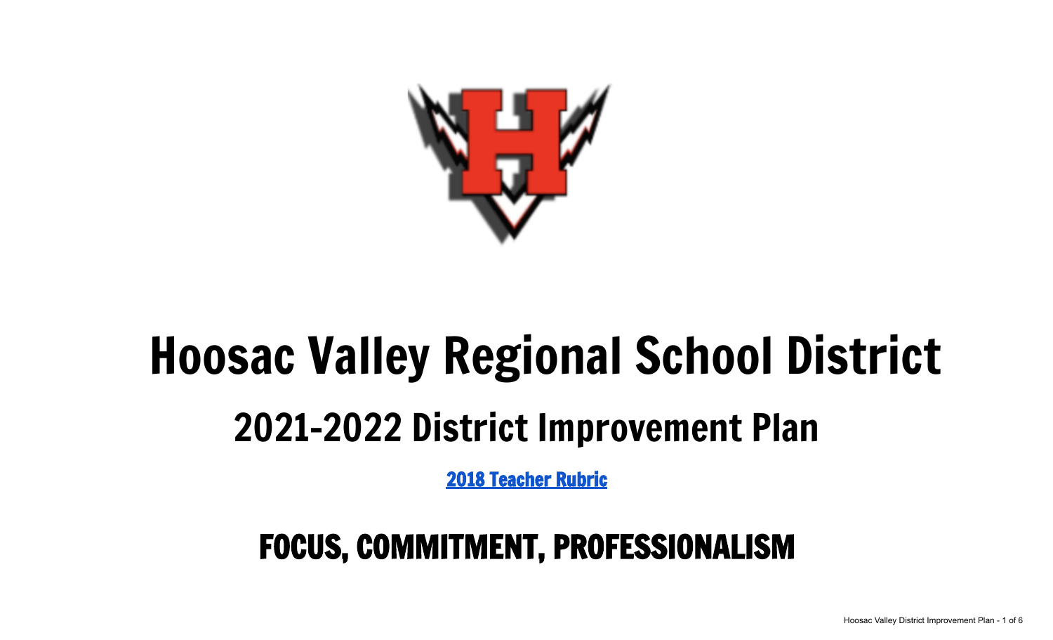# Hoosac Valley Regional School District

## 2021-2022 District Improvement Plan

[2018 Teacher Rubric]

## FOCUS, COMMITMENT, PROFESSIONALISM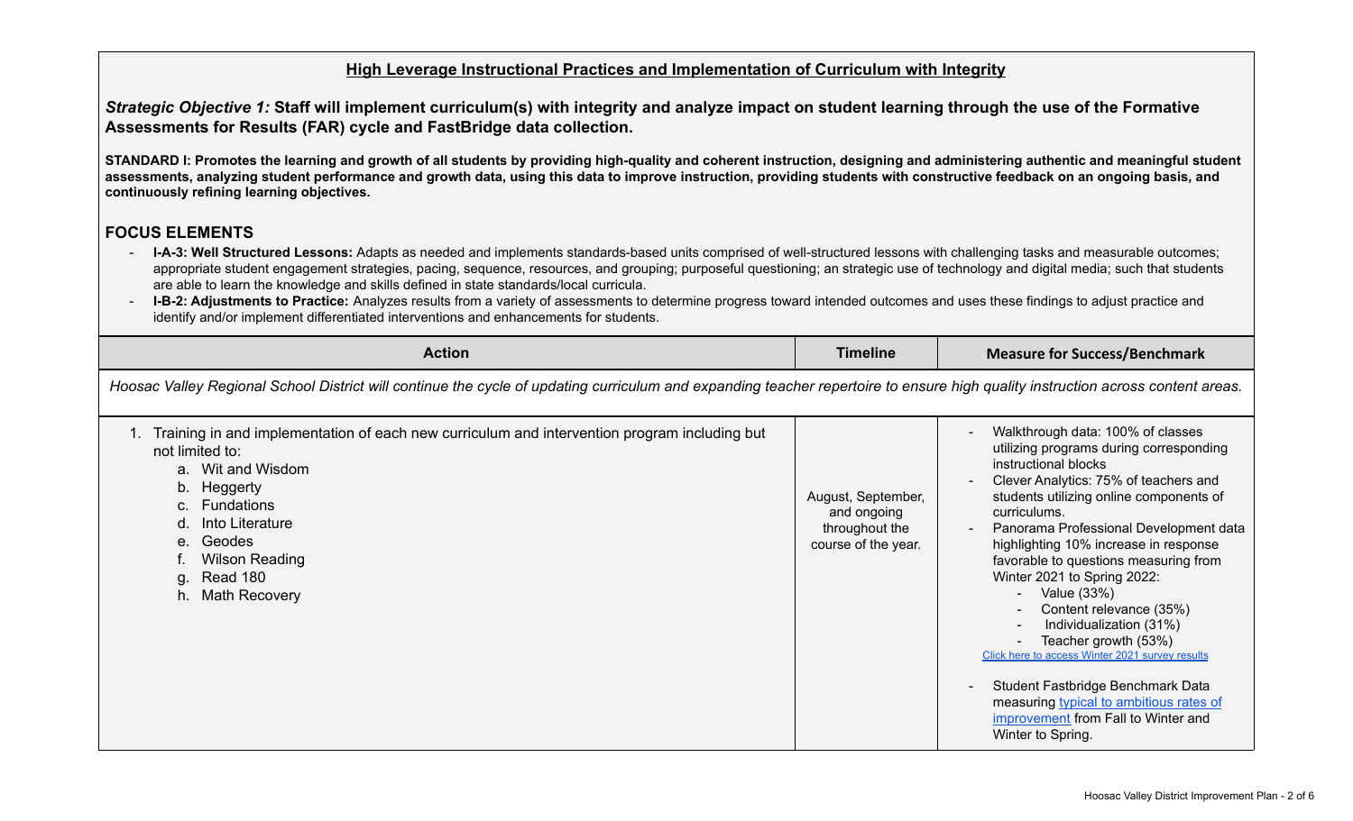## High Leverage Instructional Practices and Implementation of Curriculum with Integrity

***Strategic Objective 1:*** **Staff will implement curriculum(s) with integrity and analyze impact on student learning through the use of the Formative Assessments for Results (FAR) cycle and FastBridge data collection.**

**STANDARD I: Promotes the learning and growth of all students by providing high-quality and coherent instruction, designing and administering authentic and meaningful student assessments, analyzing student performance and growth data, using this data to improve instruction, providing students with constructive feedback on an ongoing basis, and continuously refining learning objectives.**

### FOCUS ELEMENTS

- **I-A-3: Well Structured Lessons:** Adapts as needed and implements standards-based units comprised of well-structured lessons with challenging tasks and measurable outcomes; appropriate student engagement strategies, pacing, sequence, resources, and grouping; purposeful questioning; an strategic use of technology and digital media; such that students are able to learn the knowledge and skills defined in state standards/local curricula.
- **I-B-2: Adjustments to Practice:** Analyzes results from a variety of assessments to determine progress toward intended outcomes and uses these findings to adjust practice and identify and/or implement differentiated interventions and enhancements for students.

| Action | Timeline | Measure for Success/Benchmark |
|---|---|---|
| *Hoosac Valley Regional School District will continue the cycle of updating curriculum and expanding teacher repertoire to ensure high quality instruction across content areas.* | | |
| 1. Training in and implementation of each new curriculum and intervention program including but not limited to:<br>a. Wit and Wisdom<br>b. Heggerty<br>c. Fundations<br>d. Into Literature<br>e. Geodes<br>f. Wilson Reading<br>g. Read 180<br>h. Math Recovery | August, September, and ongoing throughout the course of the year. | - Walkthrough data: 100% of classes utilizing programs during corresponding instructional blocks<br>- Clever Analytics: 75% of teachers and students utilizing online components of curriculums.<br>- Panorama Professional Development data highlighting 10% increase in response favorable to questions measuring from Winter 2021 to Spring 2022:<br>&nbsp;&nbsp;- Value (33%)<br>&nbsp;&nbsp;- Content relevance (35%)<br>&nbsp;&nbsp;- Individualization (31%)<br>&nbsp;&nbsp;- Teacher growth (53%)<br>Click here to access Winter 2021 survey results<br><br>- Student Fastbridge Benchmark Data measuring typical to ambitious rates of improvement from Fall to Winter and Winter to Spring. |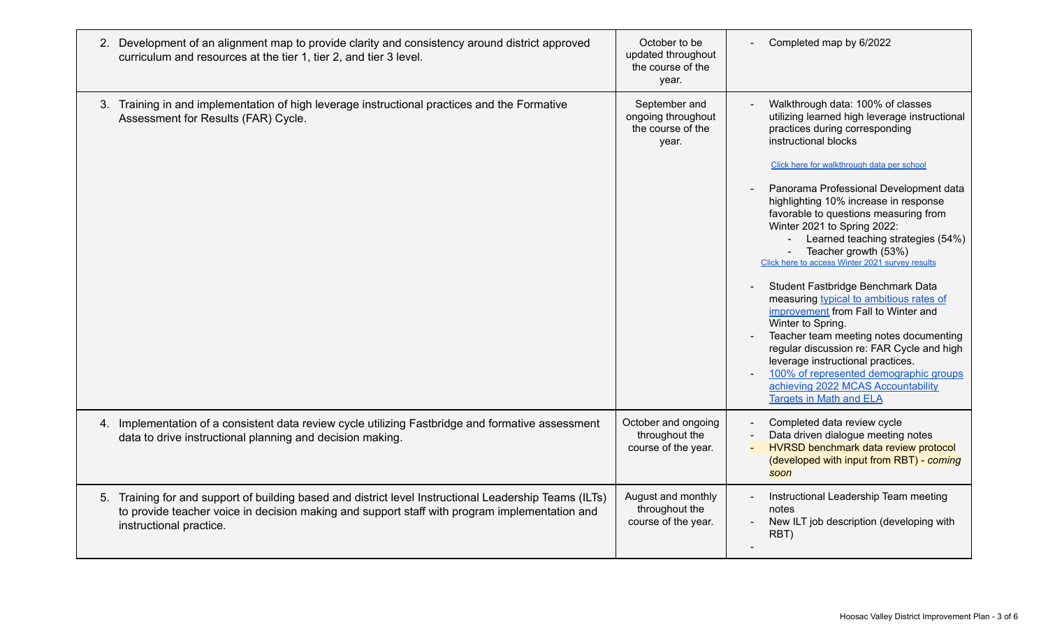| | | |
|---|---|---|
| 2. Development of an alignment map to provide clarity and consistency around district approved curriculum and resources at the tier 1, tier 2, and tier 3 level. | October to be updated throughout the course of the year. | - Completed map by 6/2022 |
| 3. Training in and implementation of high leverage instructional practices and the Formative Assessment for Results (FAR) Cycle. | September and ongoing throughout the course of the year. | - Walkthrough data: 100% of classes utilizing learned high leverage instructional practices during corresponding instructional blocks<br><br>Click here for walkthrough data per school<br><br>- Panorama Professional Development data highlighting 10% increase in response favorable to questions measuring from Winter 2021 to Spring 2022:<br>&nbsp;&nbsp;&nbsp;&nbsp;- Learned teaching strategies (54%)<br>&nbsp;&nbsp;&nbsp;&nbsp;- Teacher growth (53%)<br>Click here to access Winter 2021 survey results<br><br>- Student Fastbridge Benchmark Data measuring typical to ambitious rates of improvement from Fall to Winter and Winter to Spring.<br>- Teacher team meeting notes documenting regular discussion re: FAR Cycle and high leverage instructional practices.<br>- 100% of represented demographic groups achieving 2022 MCAS Accountability Targets in Math and ELA |
| 4. Implementation of a consistent data review cycle utilizing Fastbridge and formative assessment data to drive instructional planning and decision making. | October and ongoing throughout the course of the year. | - Completed data review cycle<br>- Data driven dialogue meeting notes<br>- HVRSD benchmark data review protocol (developed with input from RBT) - *coming soon* |
| 5. Training for and support of building based and district level Instructional Leadership Teams (ILTs) to provide teacher voice in decision making and support staff with program implementation and instructional practice. | August and monthly throughout the course of the year. | - Instructional Leadership Team meeting notes<br>- New ILT job description (developing with RBT)<br>- |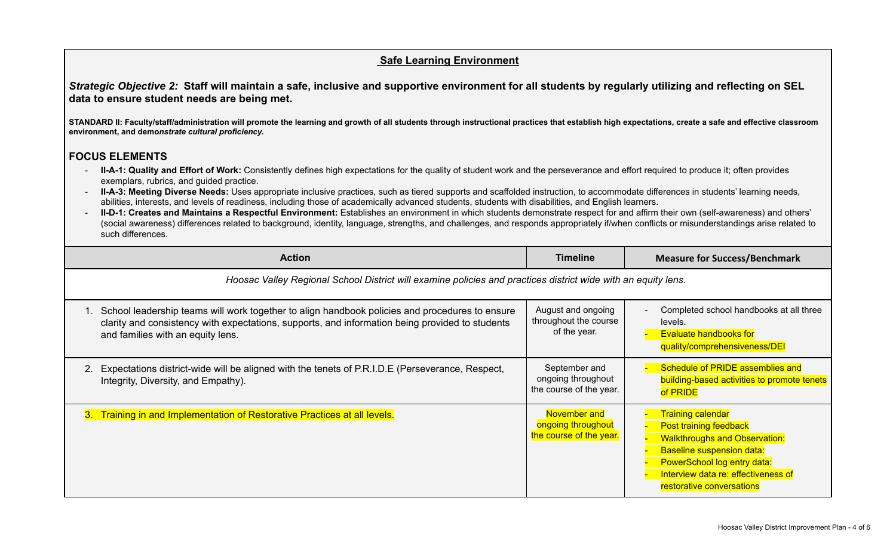## Safe Learning Environment

***Strategic Objective 2:* Staff will maintain a safe, inclusive and supportive environment for all students by regularly utilizing and reflecting on SEL data to ensure student needs are being met.**

**STANDARD II: Faculty/staff/administration will promote the learning and growth of all students through instructional practices that establish high expectations, create a safe and effective classroom environment, and demo*nstrate cultural proficiency.***

### FOCUS ELEMENTS

- **II-A-1: Quality and Effort of Work:** Consistently defines high expectations for the quality of student work and the perseverance and effort required to produce it; often provides exemplars, rubrics, and guided practice.
- **II-A-3: Meeting Diverse Needs:** Uses appropriate inclusive practices, such as tiered supports and scaffolded instruction, to accommodate differences in students' learning needs, abilities, interests, and levels of readiness, including those of academically advanced students, students with disabilities, and English learners.
- **II-D-1: Creates and Maintains a Respectful Environment:** Establishes an environment in which students demonstrate respect for and affirm their own (self-awareness) and others' (social awareness) differences related to background, identity, language, strengths, and challenges, and responds appropriately if/when conflicts or misunderstandings arise related to such differences.

| Action | Timeline | Measure for Success/Benchmark |
|---|---|---|
| *Hoosac Valley Regional School District will examine policies and practices district wide with an equity lens.* | | |
| 1. School leadership teams will work together to align handbook policies and procedures to ensure clarity and consistency with expectations, supports, and information being provided to students and families with an equity lens. | August and ongoing throughout the course of the year. | - Completed school handbooks at all three levels.<br>- Evaluate handbooks for quality/comprehensiveness/DEI |
| 2. Expectations district-wide will be aligned with the tenets of P.R.I.D.E (Perseverance, Respect, Integrity, Diversity, and Empathy). | September and ongoing throughout the course of the year. | - Schedule of PRIDE assemblies and building-based activities to promote tenets of PRIDE |
| 3. Training in and Implementation of Restorative Practices at all levels. | November and ongoing throughout the course of the year. | - Training calendar<br>- Post training feedback<br>- Walkthroughs and Observation:<br>- Baseline suspension data:<br>- PowerSchool log entry data:<br>- Interview data re: effectiveness of restorative conversations |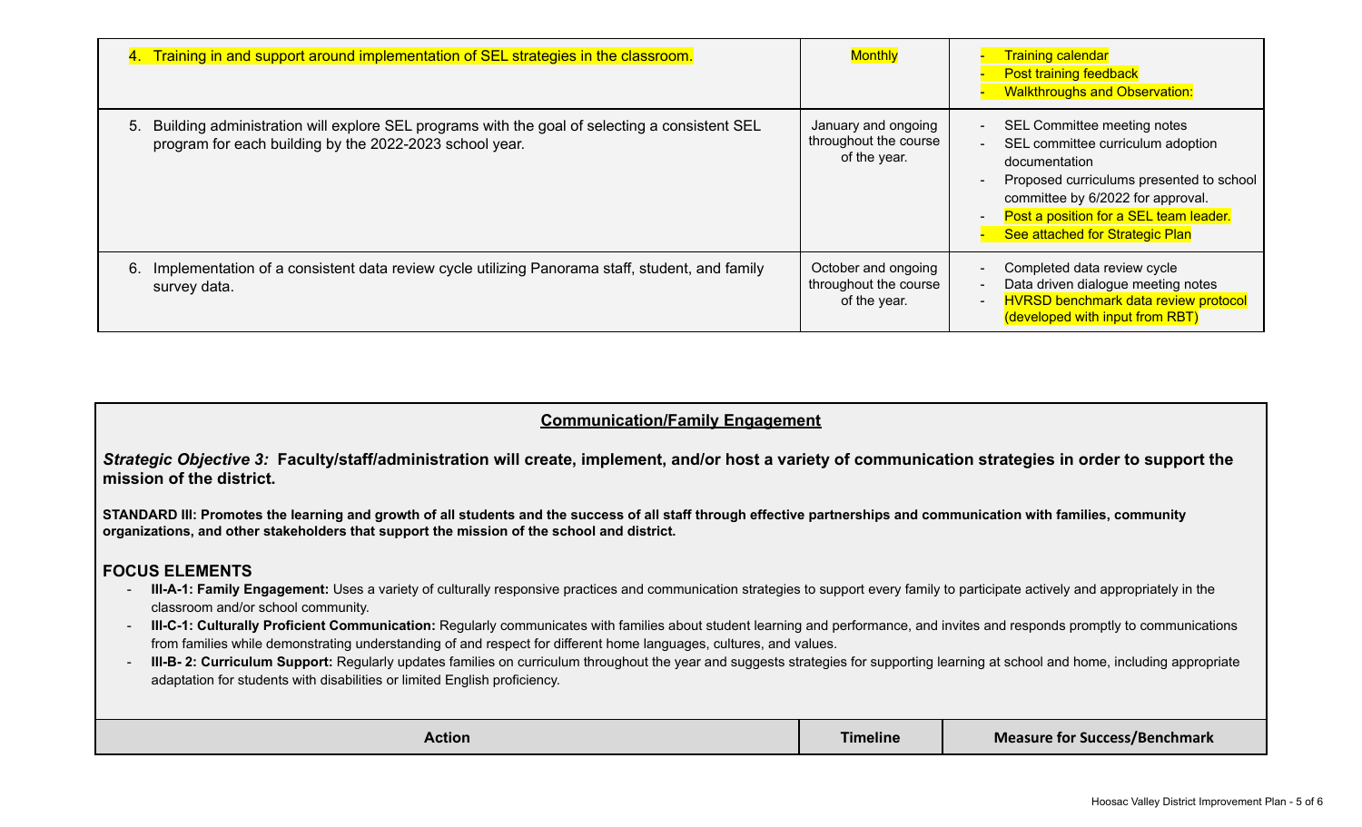| Action | Timeline | Measure for Success/Benchmark |
| --- | --- | --- |
| 4. Training in and support around implementation of SEL strategies in the classroom. | Monthly | - Training calendar<br>- Post training feedback<br>- Walkthroughs and Observation: |
| 5. Building administration will explore SEL programs with the goal of selecting a consistent SEL program for each building by the 2022-2023 school year. | January and ongoing throughout the course of the year. | - SEL Committee meeting notes<br>- SEL committee curriculum adoption documentation<br>- Proposed curriculums presented to school committee by 6/2022 for approval.<br>- Post a position for a SEL team leader.<br>- See attached for Strategic Plan |
| 6. Implementation of a consistent data review cycle utilizing Panorama staff, student, and family survey data. | October and ongoing throughout the course of the year. | - Completed data review cycle<br>- Data driven dialogue meeting notes<br>- HVRSD benchmark data review protocol (developed with input from RBT) |

## Communication/Family Engagement

***Strategic Objective 3:*** **Faculty/staff/administration will create, implement, and/or host a variety of communication strategies in order to support the mission of the district.**

**STANDARD III: Promotes the learning and growth of all students and the success of all staff through effective partnerships and communication with families, community organizations, and other stakeholders that support the mission of the school and district.**

### FOCUS ELEMENTS

- **III-A-1: Family Engagement:** Uses a variety of culturally responsive practices and communication strategies to support every family to participate actively and appropriately in the classroom and/or school community.
- **III-C-1: Culturally Proficient Communication:** Regularly communicates with families about student learning and performance, and invites and responds promptly to communications from families while demonstrating understanding of and respect for different home languages, cultures, and values.
- **III-B- 2: Curriculum Support:** Regularly updates families on curriculum throughout the year and suggests strategies for supporting learning at school and home, including appropriate adaptation for students with disabilities or limited English proficiency.

| Action | Timeline | Measure for Success/Benchmark |
| --- | --- | --- |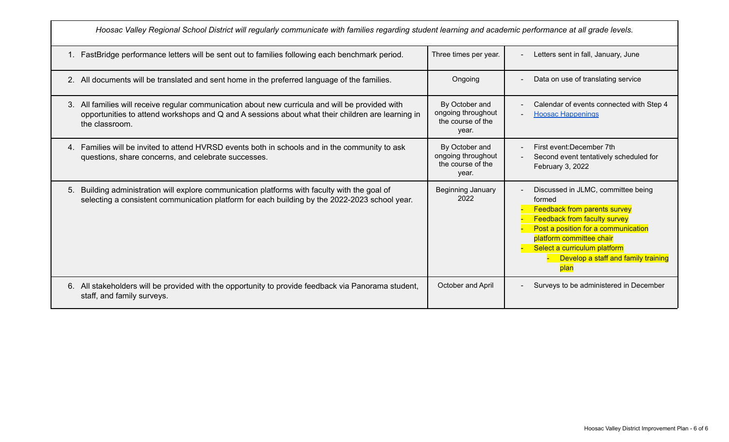*Hoosac Valley Regional School District will regularly communicate with families regarding student learning and academic performance at all grade levels.*

| | | |
|---|---|---|
| 1. FastBridge performance letters will be sent out to families following each benchmark period. | Three times per year. | - Letters sent in fall, January, June |
| 2. All documents will be translated and sent home in the preferred language of the families. | Ongoing | - Data on use of translating service |
| 3. All families will receive regular communication about new curricula and will be provided with opportunities to attend workshops and Q and A sessions about what their children are learning in the classroom. | By October and ongoing throughout the course of the year. | - Calendar of events connected with Step 4<br>- Hoosac Happenings |
| 4. Families will be invited to attend HVRSD events both in schools and in the community to ask questions, share concerns, and celebrate successes. | By October and ongoing throughout the course of the year. | - First event:December 7th<br>- Second event tentatively scheduled for February 3, 2022 |
| 5. Building administration will explore communication platforms with faculty with the goal of selecting a consistent communication platform for each building by the 2022-2023 school year. | Beginning January 2022 | - Discussed in JLMC, committee being formed<br>- Feedback from parents survey<br>- Feedback from faculty survey<br>- Post a position for a communication platform committee chair<br>- Select a curriculum platform<br>&nbsp;&nbsp;&nbsp;&nbsp;- Develop a staff and family training plan |
| 6. All stakeholders will be provided with the opportunity to provide feedback via Panorama student, staff, and family surveys. | October and April | - Surveys to be administered in December |